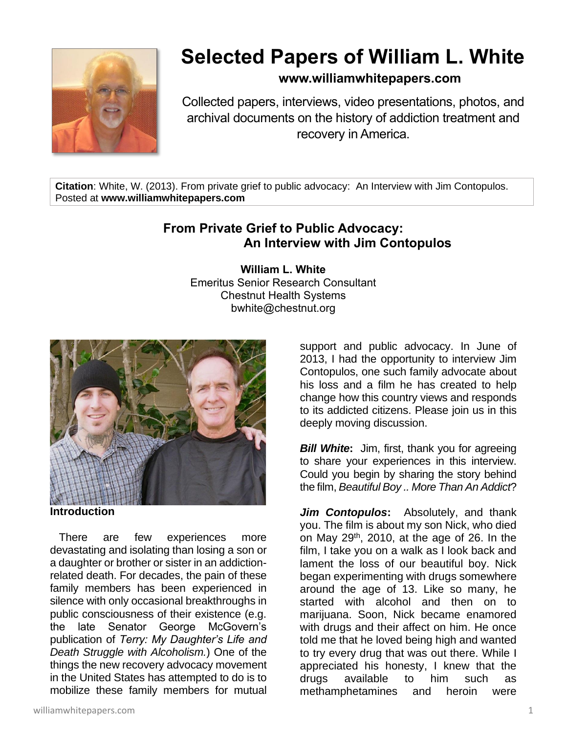# Selected Papers of William L. White

**www.williamwhitepapers.com**

Collected papers, interviews, video presentations, photos, and archival documents on the history of addiction treatment and recovery in America.

**Citation**: White, W. (2013). From private grief to public advocacy: An Interview with Jim Contopulos. Posted at **www.williamwhitepapers.com**

## From Private Grief to Public Advocacy: An Interview with Jim Contopulos

**William L. White**
Emeritus Senior Research Consultant
Chestnut Health Systems
bwhite@chestnut.org

### Introduction

There are few experiences more devastating and isolating than losing a son or a daughter or brother or sister in an addiction-related death. For decades, the pain of these family members has been experienced in silence with only occasional breakthroughs in public consciousness of their existence (e.g. the late Senator George McGovern's publication of *Terry: My Daughter's Life and Death Struggle with Alcoholism.*) One of the things the new recovery advocacy movement in the United States has attempted to do is to mobilize these family members for mutual support and public advocacy. In June of 2013, I had the opportunity to interview Jim Contopulos, one such family advocate about his loss and a film he has created to help change how this country views and responds to its addicted citizens. Please join us in this deeply moving discussion.

***Bill White*:** Jim, first, thank you for agreeing to share your experiences in this interview. Could you begin by sharing the story behind the film, *Beautiful Boy .. More Than An Addict*?

***Jim Contopulos*:** Absolutely, and thank you. The film is about my son Nick, who died on May 29th, 2010, at the age of 26. In the film, I take you on a walk as I look back and lament the loss of our beautiful boy. Nick began experimenting with drugs somewhere around the age of 13. Like so many, he started with alcohol and then on to marijuana. Soon, Nick became enamored with drugs and their affect on him. He once told me that he loved being high and wanted to try every drug that was out there. While I appreciated his honesty, I knew that the drugs available to him such as methamphetamines and heroin were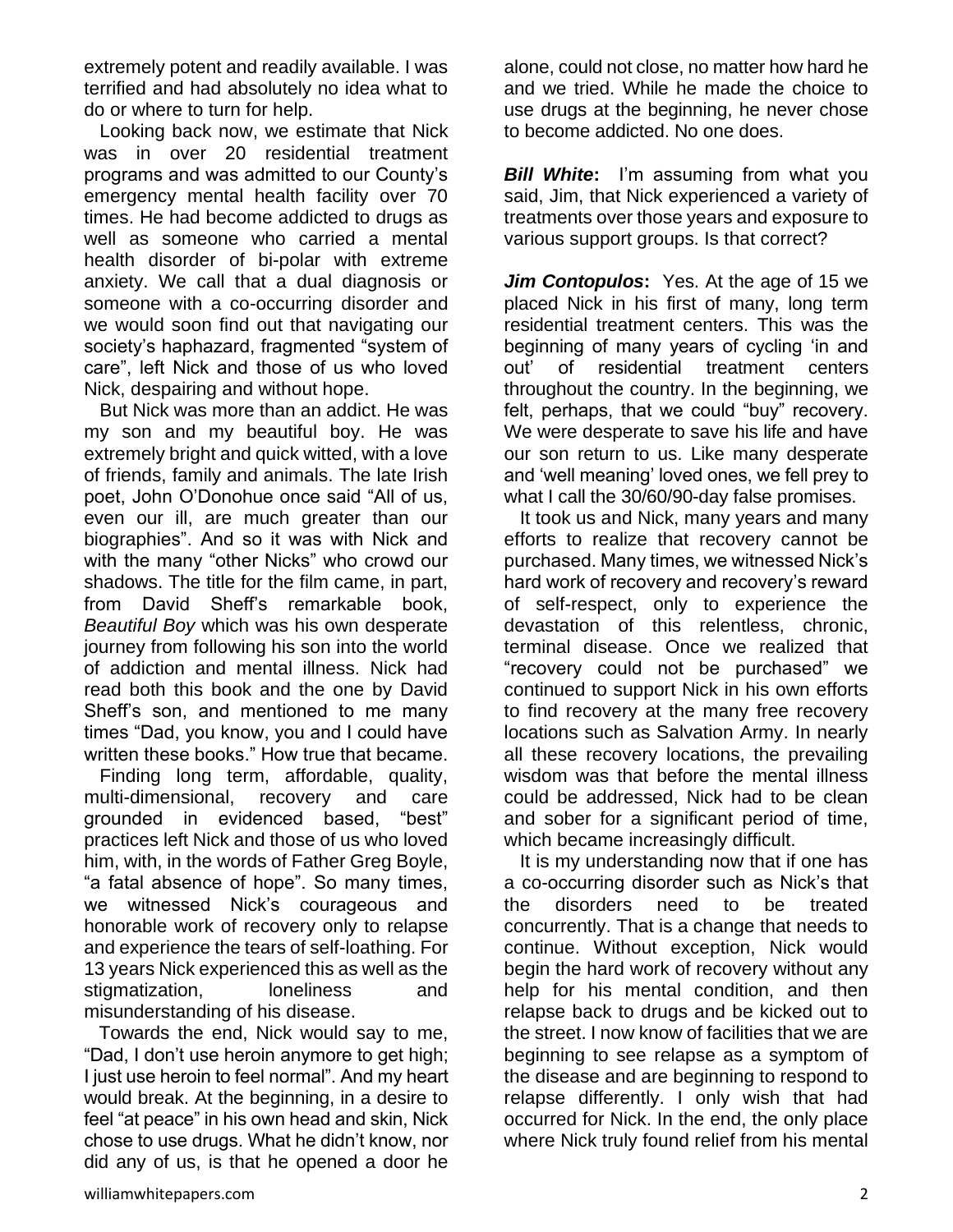extremely potent and readily available. I was terrified and had absolutely no idea what to do or where to turn for help.

Looking back now, we estimate that Nick was in over 20 residential treatment programs and was admitted to our County's emergency mental health facility over 70 times. He had become addicted to drugs as well as someone who carried a mental health disorder of bi-polar with extreme anxiety. We call that a dual diagnosis or someone with a co-occurring disorder and we would soon find out that navigating our society's haphazard, fragmented "system of care", left Nick and those of us who loved Nick, despairing and without hope.

But Nick was more than an addict. He was my son and my beautiful boy. He was extremely bright and quick witted, with a love of friends, family and animals. The late Irish poet, John O'Donohue once said "All of us, even our ill, are much greater than our biographies". And so it was with Nick and with the many "other Nicks" who crowd our shadows. The title for the film came, in part, from David Sheff's remarkable book, *Beautiful Boy* which was his own desperate journey from following his son into the world of addiction and mental illness. Nick had read both this book and the one by David Sheff's son, and mentioned to me many times "Dad, you know, you and I could have written these books." How true that became.

Finding long term, affordable, quality, multi-dimensional, recovery and care grounded in evidenced based, "best" practices left Nick and those of us who loved him, with, in the words of Father Greg Boyle, "a fatal absence of hope". So many times, we witnessed Nick's courageous and honorable work of recovery only to relapse and experience the tears of self-loathing. For 13 years Nick experienced this as well as the stigmatization, loneliness and misunderstanding of his disease.

Towards the end, Nick would say to me, "Dad, I don't use heroin anymore to get high; I just use heroin to feel normal". And my heart would break. At the beginning, in a desire to feel "at peace" in his own head and skin, Nick chose to use drugs. What he didn't know, nor did any of us, is that he opened a door he alone, could not close, no matter how hard he and we tried. While he made the choice to use drugs at the beginning, he never chose to become addicted. No one does.

***Bill White*****:** I'm assuming from what you said, Jim, that Nick experienced a variety of treatments over those years and exposure to various support groups. Is that correct?

***Jim Contopulos*****:** Yes. At the age of 15 we placed Nick in his first of many, long term residential treatment centers. This was the beginning of many years of cycling 'in and out' of residential treatment centers throughout the country. In the beginning, we felt, perhaps, that we could "buy" recovery. We were desperate to save his life and have our son return to us. Like many desperate and 'well meaning' loved ones, we fell prey to what I call the 30/60/90-day false promises.

It took us and Nick, many years and many efforts to realize that recovery cannot be purchased. Many times, we witnessed Nick's hard work of recovery and recovery's reward of self-respect, only to experience the devastation of this relentless, chronic, terminal disease. Once we realized that "recovery could not be purchased" we continued to support Nick in his own efforts to find recovery at the many free recovery locations such as Salvation Army. In nearly all these recovery locations, the prevailing wisdom was that before the mental illness could be addressed, Nick had to be clean and sober for a significant period of time, which became increasingly difficult.

It is my understanding now that if one has a co-occurring disorder such as Nick's that the disorders need to be treated concurrently. That is a change that needs to continue. Without exception, Nick would begin the hard work of recovery without any help for his mental condition, and then relapse back to drugs and be kicked out to the street. I now know of facilities that we are beginning to see relapse as a symptom of the disease and are beginning to respond to relapse differently. I only wish that had occurred for Nick. In the end, the only place where Nick truly found relief from his mental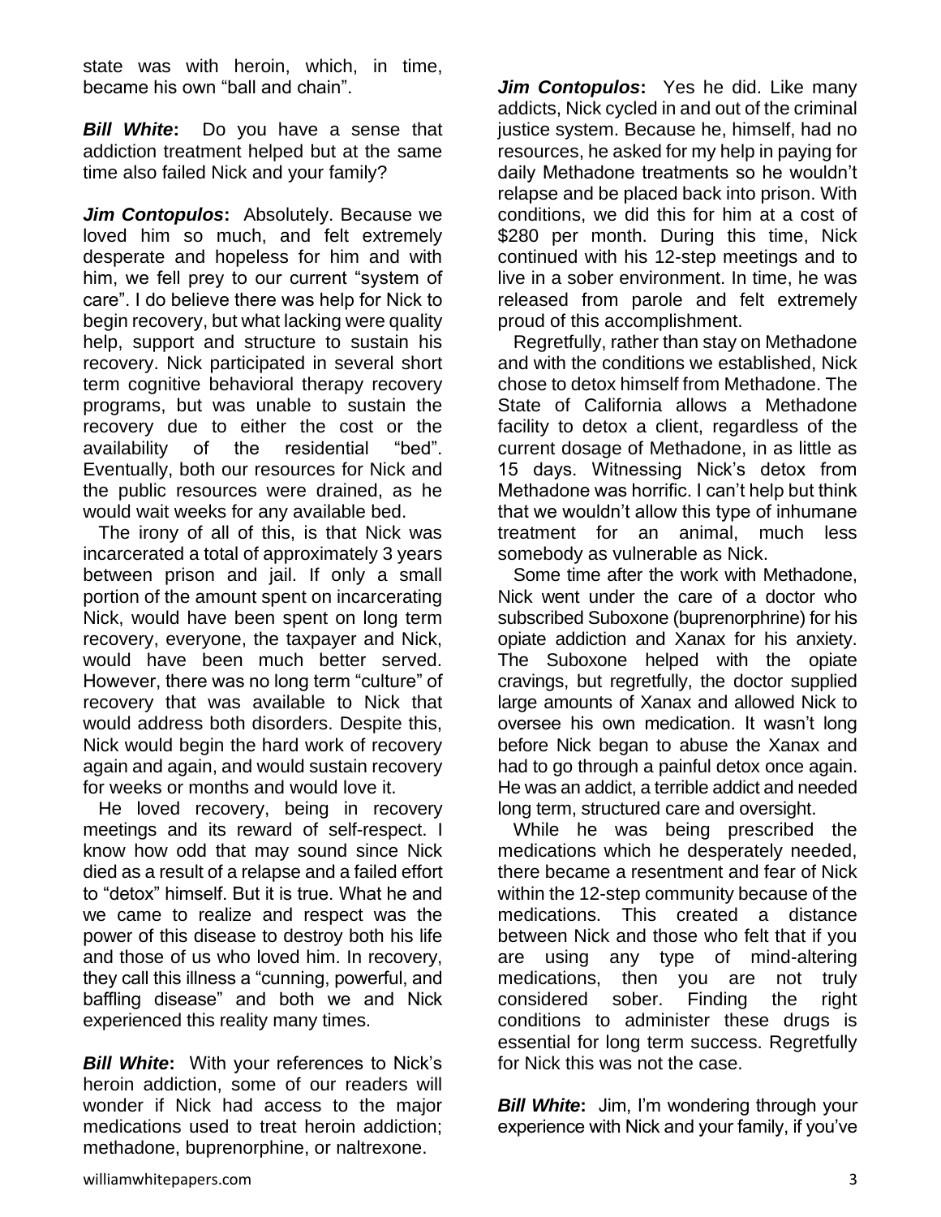state was with heroin, which, in time, became his own "ball and chain".

***Bill White*:** Do you have a sense that addiction treatment helped but at the same time also failed Nick and your family?

***Jim Contopulos*:** Absolutely. Because we loved him so much, and felt extremely desperate and hopeless for him and with him, we fell prey to our current "system of care". I do believe there was help for Nick to begin recovery, but what lacking were quality help, support and structure to sustain his recovery. Nick participated in several short term cognitive behavioral therapy recovery programs, but was unable to sustain the recovery due to either the cost or the availability of the residential "bed". Eventually, both our resources for Nick and the public resources were drained, as he would wait weeks for any available bed.

The irony of all of this, is that Nick was incarcerated a total of approximately 3 years between prison and jail. If only a small portion of the amount spent on incarcerating Nick, would have been spent on long term recovery, everyone, the taxpayer and Nick, would have been much better served. However, there was no long term "culture" of recovery that was available to Nick that would address both disorders. Despite this, Nick would begin the hard work of recovery again and again, and would sustain recovery for weeks or months and would love it.

He loved recovery, being in recovery meetings and its reward of self-respect. I know how odd that may sound since Nick died as a result of a relapse and a failed effort to "detox" himself. But it is true. What he and we came to realize and respect was the power of this disease to destroy both his life and those of us who loved him. In recovery, they call this illness a "cunning, powerful, and baffling disease" and both we and Nick experienced this reality many times.

***Bill White*:** With your references to Nick's heroin addiction, some of our readers will wonder if Nick had access to the major medications used to treat heroin addiction; methadone, buprenorphine, or naltrexone.

***Jim Contopulos*:** Yes he did. Like many addicts, Nick cycled in and out of the criminal justice system. Because he, himself, had no resources, he asked for my help in paying for daily Methadone treatments so he wouldn't relapse and be placed back into prison. With conditions, we did this for him at a cost of $280 per month. During this time, Nick continued with his 12-step meetings and to live in a sober environment. In time, he was released from parole and felt extremely proud of this accomplishment.

Regretfully, rather than stay on Methadone and with the conditions we established, Nick chose to detox himself from Methadone. The State of California allows a Methadone facility to detox a client, regardless of the current dosage of Methadone, in as little as 15 days. Witnessing Nick's detox from Methadone was horrific. I can't help but think that we wouldn't allow this type of inhumane treatment for an animal, much less somebody as vulnerable as Nick.

Some time after the work with Methadone, Nick went under the care of a doctor who subscribed Suboxone (buprenorphrine) for his opiate addiction and Xanax for his anxiety. The Suboxone helped with the opiate cravings, but regretfully, the doctor supplied large amounts of Xanax and allowed Nick to oversee his own medication. It wasn't long before Nick began to abuse the Xanax and had to go through a painful detox once again. He was an addict, a terrible addict and needed long term, structured care and oversight.

While he was being prescribed the medications which he desperately needed, there became a resentment and fear of Nick within the 12-step community because of the medications. This created a distance between Nick and those who felt that if you are using any type of mind-altering medications, then you are not truly considered sober. Finding the right conditions to administer these drugs is essential for long term success. Regretfully for Nick this was not the case.

***Bill White*:** Jim, I'm wondering through your experience with Nick and your family, if you've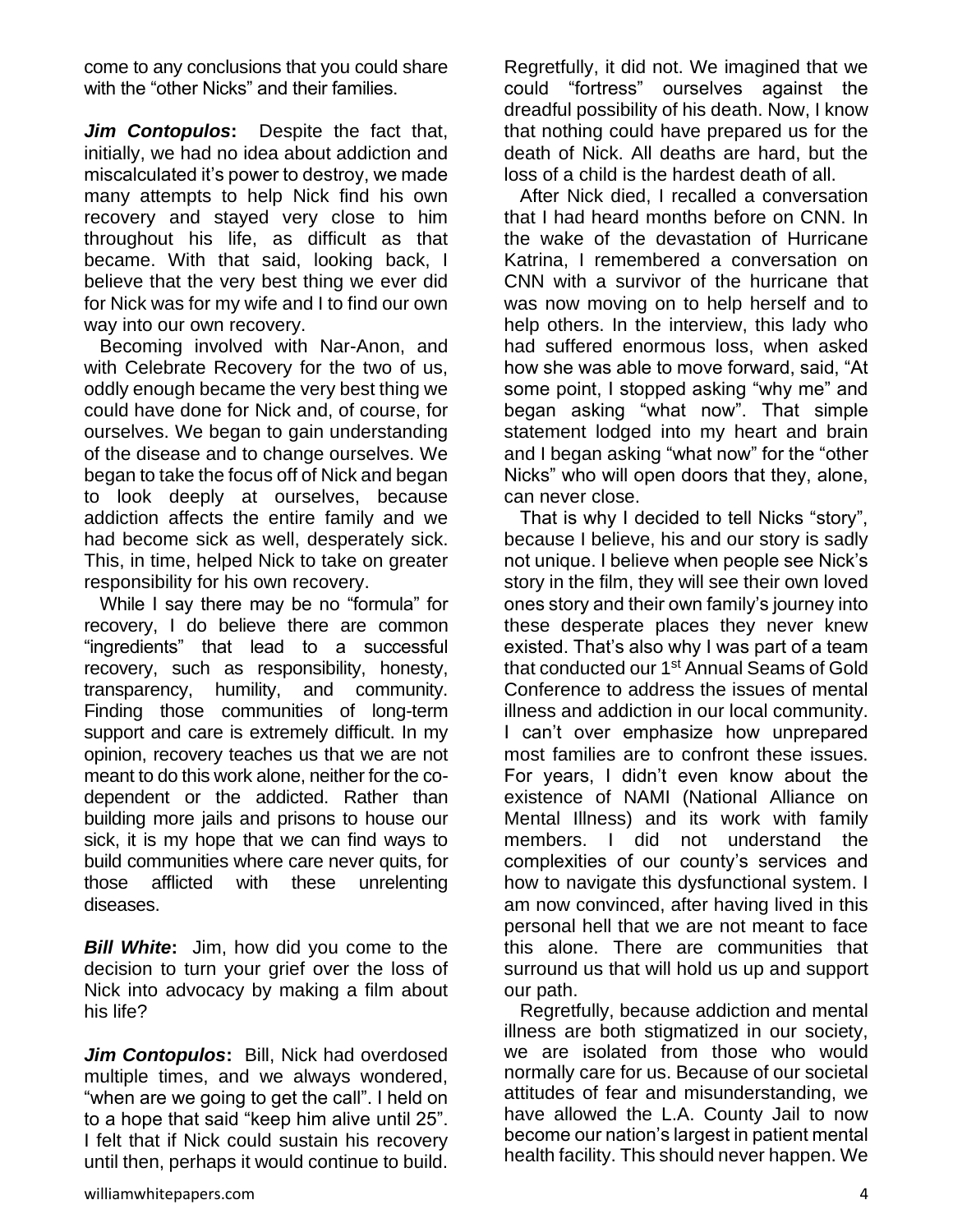come to any conclusions that you could share with the "other Nicks" and their families.

***Jim Contopulos*:** Despite the fact that, initially, we had no idea about addiction and miscalculated it's power to destroy, we made many attempts to help Nick find his own recovery and stayed very close to him throughout his life, as difficult as that became. With that said, looking back, I believe that the very best thing we ever did for Nick was for my wife and I to find our own way into our own recovery.

Becoming involved with Nar-Anon, and with Celebrate Recovery for the two of us, oddly enough became the very best thing we could have done for Nick and, of course, for ourselves. We began to gain understanding of the disease and to change ourselves. We began to take the focus off of Nick and began to look deeply at ourselves, because addiction affects the entire family and we had become sick as well, desperately sick. This, in time, helped Nick to take on greater responsibility for his own recovery.

While I say there may be no "formula" for recovery, I do believe there are common "ingredients" that lead to a successful recovery, such as responsibility, honesty, transparency, humility, and community. Finding those communities of long-term support and care is extremely difficult. In my opinion, recovery teaches us that we are not meant to do this work alone, neither for the co-dependent or the addicted. Rather than building more jails and prisons to house our sick, it is my hope that we can find ways to build communities where care never quits, for those afflicted with these unrelenting diseases.

***Bill White*:** Jim, how did you come to the decision to turn your grief over the loss of Nick into advocacy by making a film about his life?

***Jim Contopulos*:** Bill, Nick had overdosed multiple times, and we always wondered, "when are we going to get the call". I held on to a hope that said "keep him alive until 25". I felt that if Nick could sustain his recovery until then, perhaps it would continue to build. Regretfully, it did not. We imagined that we could "fortress" ourselves against the dreadful possibility of his death. Now, I know that nothing could have prepared us for the death of Nick. All deaths are hard, but the loss of a child is the hardest death of all.

After Nick died, I recalled a conversation that I had heard months before on CNN. In the wake of the devastation of Hurricane Katrina, I remembered a conversation on CNN with a survivor of the hurricane that was now moving on to help herself and to help others. In the interview, this lady who had suffered enormous loss, when asked how she was able to move forward, said, "At some point, I stopped asking "why me" and began asking "what now". That simple statement lodged into my heart and brain and I began asking "what now" for the "other Nicks" who will open doors that they, alone, can never close.

That is why I decided to tell Nicks "story", because I believe, his and our story is sadly not unique. I believe when people see Nick's story in the film, they will see their own loved ones story and their own family's journey into these desperate places they never knew existed. That's also why I was part of a team that conducted our 1st Annual Seams of Gold Conference to address the issues of mental illness and addiction in our local community. I can't over emphasize how unprepared most families are to confront these issues. For years, I didn't even know about the existence of NAMI (National Alliance on Mental Illness) and its work with family members. I did not understand the complexities of our county's services and how to navigate this dysfunctional system. I am now convinced, after having lived in this personal hell that we are not meant to face this alone. There are communities that surround us that will hold us up and support our path.

Regretfully, because addiction and mental illness are both stigmatized in our society, we are isolated from those who would normally care for us. Because of our societal attitudes of fear and misunderstanding, we have allowed the L.A. County Jail to now become our nation's largest in patient mental health facility. This should never happen. We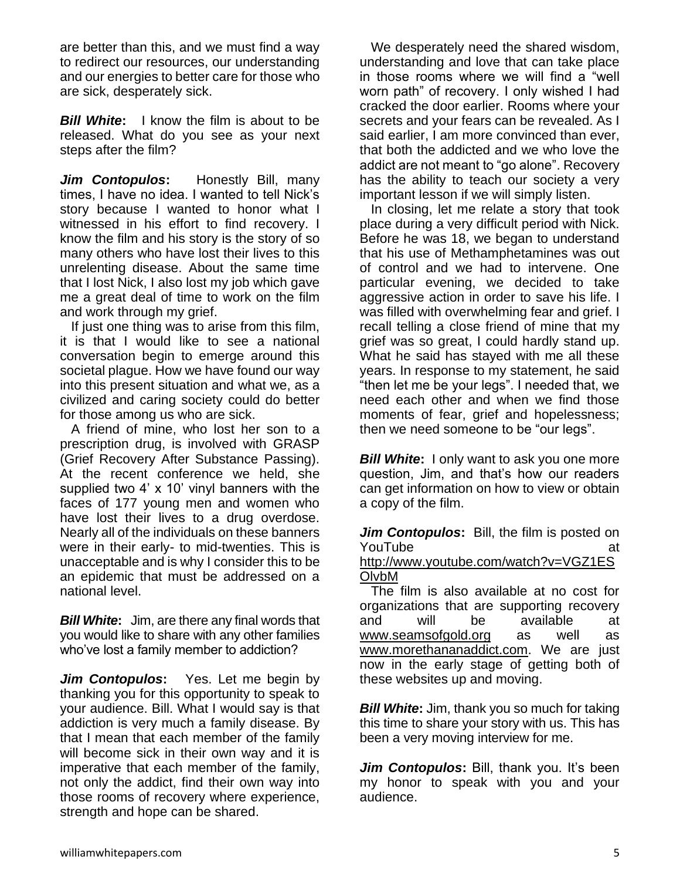are better than this, and we must find a way to redirect our resources, our understanding and our energies to better care for those who are sick, desperately sick.

***Bill White*:** I know the film is about to be released. What do you see as your next steps after the film?

***Jim Contopulos*:** Honestly Bill, many times, I have no idea. I wanted to tell Nick's story because I wanted to honor what I witnessed in his effort to find recovery. I know the film and his story is the story of so many others who have lost their lives to this unrelenting disease. About the same time that I lost Nick, I also lost my job which gave me a great deal of time to work on the film and work through my grief.

If just one thing was to arise from this film, it is that I would like to see a national conversation begin to emerge around this societal plague. How we have found our way into this present situation and what we, as a civilized and caring society could do better for those among us who are sick.

A friend of mine, who lost her son to a prescription drug, is involved with GRASP (Grief Recovery After Substance Passing). At the recent conference we held, she supplied two 4' x 10' vinyl banners with the faces of 177 young men and women who have lost their lives to a drug overdose. Nearly all of the individuals on these banners were in their early- to mid-twenties. This is unacceptable and is why I consider this to be an epidemic that must be addressed on a national level.

***Bill White*:** Jim, are there any final words that you would like to share with any other families who've lost a family member to addiction?

***Jim Contopulos*:** Yes. Let me begin by thanking you for this opportunity to speak to your audience. Bill. What I would say is that addiction is very much a family disease. By that I mean that each member of the family will become sick in their own way and it is imperative that each member of the family, not only the addict, find their own way into those rooms of recovery where experience, strength and hope can be shared.

We desperately need the shared wisdom, understanding and love that can take place in those rooms where we will find a "well worn path" of recovery. I only wished I had cracked the door earlier. Rooms where your secrets and your fears can be revealed. As I said earlier, I am more convinced than ever, that both the addicted and we who love the addict are not meant to "go alone". Recovery has the ability to teach our society a very important lesson if we will simply listen.

In closing, let me relate a story that took place during a very difficult period with Nick. Before he was 18, we began to understand that his use of Methamphetamines was out of control and we had to intervene. One particular evening, we decided to take aggressive action in order to save his life. I was filled with overwhelming fear and grief. I recall telling a close friend of mine that my grief was so great, I could hardly stand up. What he said has stayed with me all these years. In response to my statement, he said "then let me be your legs". I needed that, we need each other and when we find those moments of fear, grief and hopelessness; then we need someone to be "our legs".

***Bill White*:** I only want to ask you one more question, Jim, and that's how our readers can get information on how to view or obtain a copy of the film.

***Jim Contopulos*:** Bill, the film is posted on YouTube at http://www.youtube.com/watch?v=VGZ1ESOlvbM

The film is also available at no cost for organizations that are supporting recovery and will be available at www.seamsofgold.org as well as www.morethananaddict.com. We are just now in the early stage of getting both of these websites up and moving.

***Bill White*:** Jim, thank you so much for taking this time to share your story with us. This has been a very moving interview for me.

***Jim Contopulos*:** Bill, thank you. It's been my honor to speak with you and your audience.